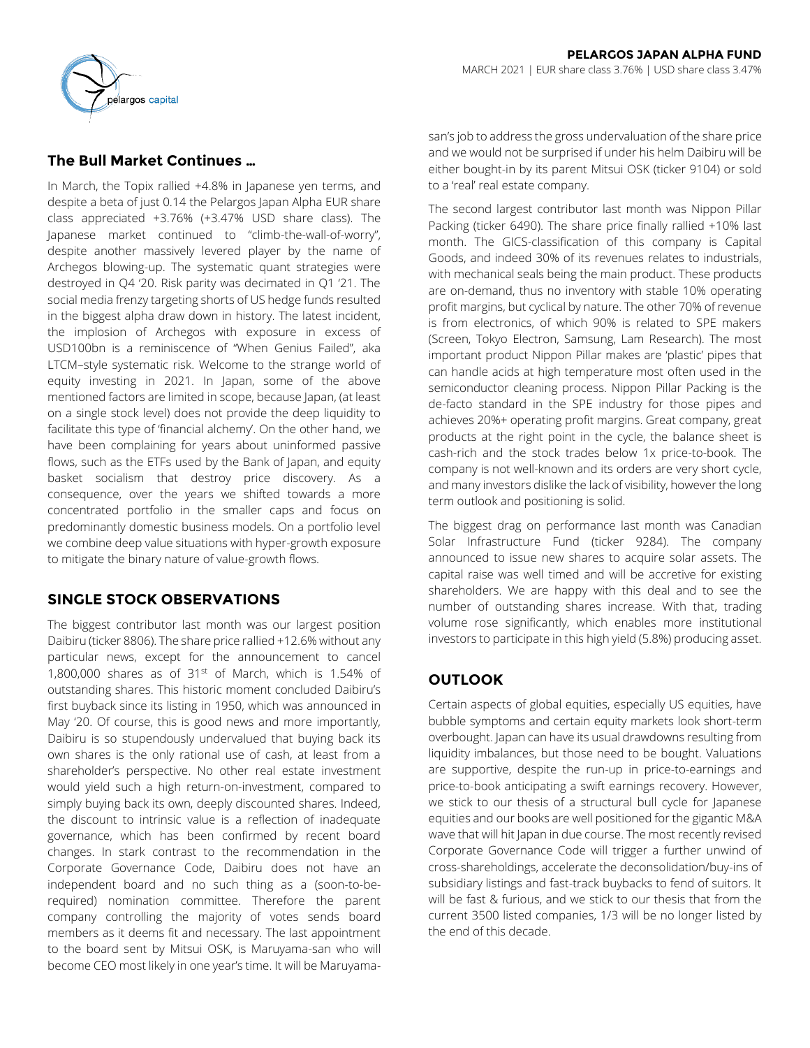**PELARGOS JAPAN ALPHA FUND**

MARCH 2021 | EUR share class 3.76% | USD share class 3.47%

## The Bull Market Continues …

In March, the Topix rallied +4.8% in Japanese yen terms, and despite a beta of just 0.14 the Pelargos Japan Alpha EUR share class appreciated +3.76% (+3.47% USD share class). The Japanese market continued to "climb-the-wall-of-worry", despite another massively levered player by the name of Archegos blowing-up. The systematic quant strategies were destroyed in Q4 '20. Risk parity was decimated in Q1 '21. The social media frenzy targeting shorts of US hedge funds resulted in the biggest alpha draw down in history. The latest incident, the implosion of Archegos with exposure in excess of USD100bn is a reminiscence of "When Genius Failed", aka LTCM–style systematic risk. Welcome to the strange world of equity investing in 2021. In Japan, some of the above mentioned factors are limited in scope, because Japan, (at least on a single stock level) does not provide the deep liquidity to facilitate this type of 'financial alchemy'. On the other hand, we have been complaining for years about uninformed passive flows, such as the ETFs used by the Bank of Japan, and equity basket socialism that destroy price discovery. As a consequence, over the years we shifted towards a more concentrated portfolio in the smaller caps and focus on predominantly domestic business models. On a portfolio level we combine deep value situations with hyper-growth exposure to mitigate the binary nature of value-growth flows.

## SINGLE STOCK OBSERVATIONS

The biggest contributor last month was our largest position Daibiru (ticker 8806). The share price rallied +12.6% without any particular news, except for the announcement to cancel 1,800,000 shares as of 31st of March, which is 1.54% of outstanding shares. This historic moment concluded Daibiru's first buyback since its listing in 1950, which was announced in May '20. Of course, this is good news and more importantly, Daibiru is so stupendously undervalued that buying back its own shares is the only rational use of cash, at least from a shareholder's perspective. No other real estate investment would yield such a high return-on-investment, compared to simply buying back its own, deeply discounted shares. Indeed, the discount to intrinsic value is a reflection of inadequate governance, which has been confirmed by recent board changes. In stark contrast to the recommendation in the Corporate Governance Code, Daibiru does not have an independent board and no such thing as a (soon-to-be-required) nomination committee. Therefore the parent company controlling the majority of votes sends board members as it deems fit and necessary. The last appointment to the board sent by Mitsui OSK, is Maruyama-san who will become CEO most likely in one year's time. It will be Maruyama-san's job to address the gross undervaluation of the share price and we would not be surprised if under his helm Daibiru will be either bought-in by its parent Mitsui OSK (ticker 9104) or sold to a 'real' real estate company.

The second largest contributor last month was Nippon Pillar Packing (ticker 6490). The share price finally rallied +10% last month. The GICS-classification of this company is Capital Goods, and indeed 30% of its revenues relates to industrials, with mechanical seals being the main product. These products are on-demand, thus no inventory with stable 10% operating profit margins, but cyclical by nature. The other 70% of revenue is from electronics, of which 90% is related to SPE makers (Screen, Tokyo Electron, Samsung, Lam Research). The most important product Nippon Pillar makes are 'plastic' pipes that can handle acids at high temperature most often used in the semiconductor cleaning process. Nippon Pillar Packing is the de-facto standard in the SPE industry for those pipes and achieves 20%+ operating profit margins. Great company, great products at the right point in the cycle, the balance sheet is cash-rich and the stock trades below 1x price-to-book. The company is not well-known and its orders are very short cycle, and many investors dislike the lack of visibility, however the long term outlook and positioning is solid.

The biggest drag on performance last month was Canadian Solar Infrastructure Fund (ticker 9284). The company announced to issue new shares to acquire solar assets. The capital raise was well timed and will be accretive for existing shareholders. We are happy with this deal and to see the number of outstanding shares increase. With that, trading volume rose significantly, which enables more institutional investors to participate in this high yield (5.8%) producing asset.

## OUTLOOK

Certain aspects of global equities, especially US equities, have bubble symptoms and certain equity markets look short-term overbought. Japan can have its usual drawdowns resulting from liquidity imbalances, but those need to be bought. Valuations are supportive, despite the run-up in price-to-earnings and price-to-book anticipating a swift earnings recovery. However, we stick to our thesis of a structural bull cycle for Japanese equities and our books are well positioned for the gigantic M&A wave that will hit Japan in due course. The most recently revised Corporate Governance Code will trigger a further unwind of cross-shareholdings, accelerate the deconsolidation/buy-ins of subsidiary listings and fast-track buybacks to fend of suitors. It will be fast & furious, and we stick to our thesis that from the current 3500 listed companies, 1/3 will be no longer listed by the end of this decade.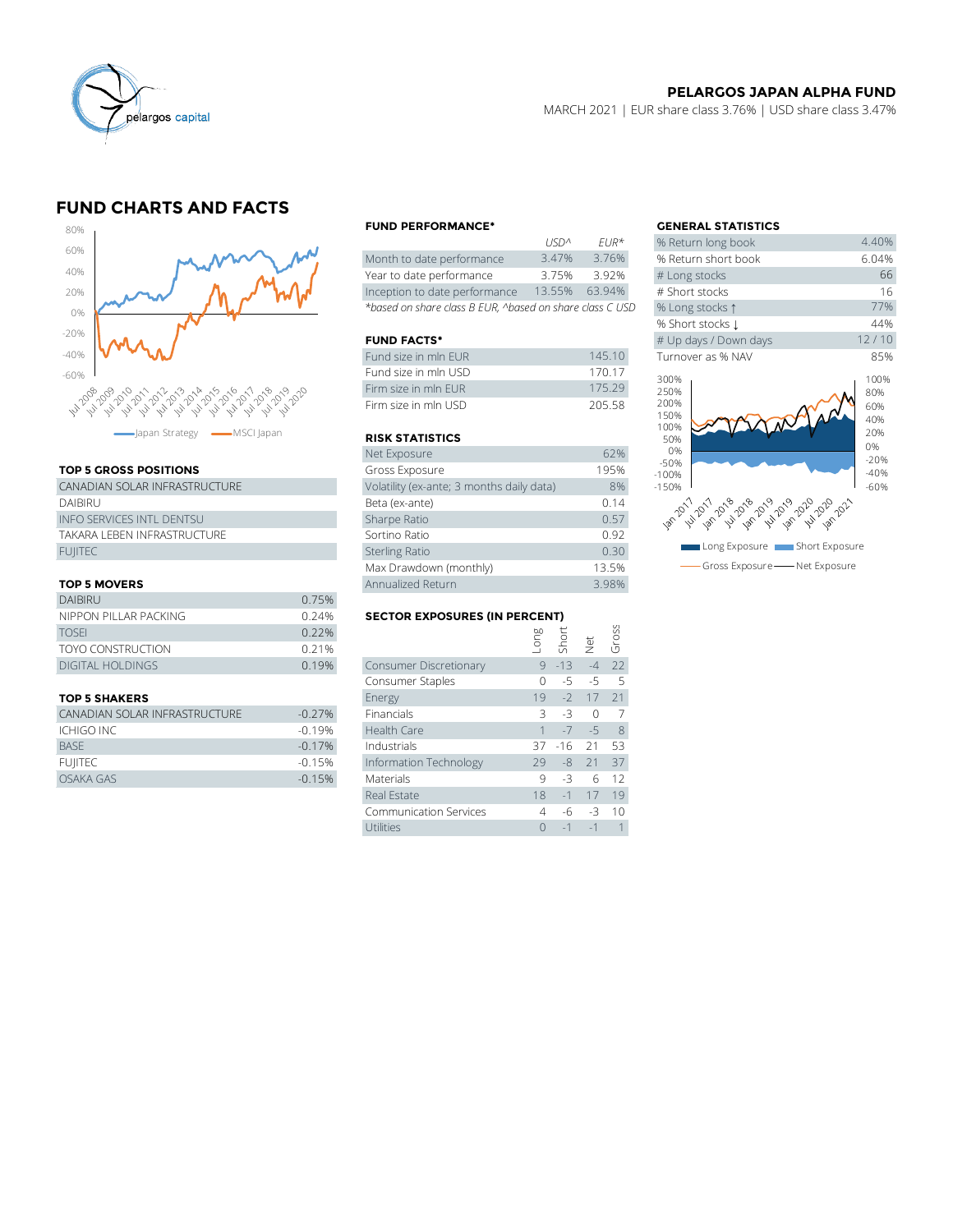**PELARGOS JAPAN ALPHA FUND**

MARCH 2021 | EUR share class 3.76% | USD share class 3.47%

## FUND CHARTS AND FACTS

Japan Strategy — MSCI Japan

### FUND PERFORMANCE*

| | USD^ | EUR* |
|---|---|---|
| Month to date performance | 3.47% | 3.76% |
| Year to date performance | 3.75% | 3.92% |
| Inception to date performance | 13.55% | 63.94% |

*based on share class B EUR, ^based on share class C USD

### FUND FACTS*

| | |
|---|---|
| Fund size in mln EUR | 145.10 |
| Fund size in mln USD | 170.17 |
| Firm size in mln EUR | 175.29 |
| Firm size in mln USD | 205.58 |

### RISK STATISTICS

| | |
|---|---|
| Net Exposure | 62% |
| Gross Exposure | 195% |
| Volatility (ex-ante; 3 months daily data) | 8% |
| Beta (ex-ante) | 0.14 |
| Sharpe Ratio | 0.57 |
| Sortino Ratio | 0.92 |
| Sterling Ratio | 0.30 |
| Max Drawdown (monthly) | 13.5% |
| Annualized Return | 3.98% |

### GENERAL STATISTICS

| | |
|---|---|
| % Return long book | 4.40% |
| % Return short book | 6.04% |
| # Long stocks | 66 |
| # Short stocks | 16 |
| % Long stocks ↑ | 77% |
| % Short stocks ↓ | 44% |
| # Up days / Down days | 12 / 10 |
| Turnover as % NAV | 85% |

Long Exposure — Short Exposure — Gross Exposure — Net Exposure

### TOP 5 GROSS POSITIONS

| |
|---|
| CANADIAN SOLAR INFRASTRUCTURE |
| DAIBIRU |
| INFO SERVICES INTL DENTSU |
| TAKARA LEBEN INFRASTRUCTURE |
| FUJITEC |

### TOP 5 MOVERS

| | |
|---|---|
| DAIBIRU | 0.75% |
| NIPPON PILLAR PACKING | 0.24% |
| TOSEI | 0.22% |
| TOYO CONSTRUCTION | 0.21% |
| DIGITAL HOLDINGS | 0.19% |

### TOP 5 SHAKERS

| | |
|---|---|
| CANADIAN SOLAR INFRASTRUCTURE | -0.27% |
| ICHIGO INC | -0.19% |
| BASE | -0.17% |
| FUJITEC | -0.15% |
| OSAKA GAS | -0.15% |

### SECTOR EXPOSURES (IN PERCENT)

| | Long | Short | Net | Gross |
|---|---|---|---|---|
| Consumer Discretionary | 9 | -13 | -4 | 22 |
| Consumer Staples | 0 | -5 | -5 | 5 |
| Energy | 19 | -2 | 17 | 21 |
| Financials | 3 | -3 | 0 | 7 |
| Health Care | 1 | -7 | -5 | 8 |
| Industrials | 37 | -16 | 21 | 53 |
| Information Technology | 29 | -8 | 21 | 37 |
| Materials | 9 | -3 | 6 | 12 |
| Real Estate | 18 | -1 | 17 | 19 |
| Communication Services | 4 | -6 | -3 | 10 |
| Utilities | 0 | -1 | -1 | 1 |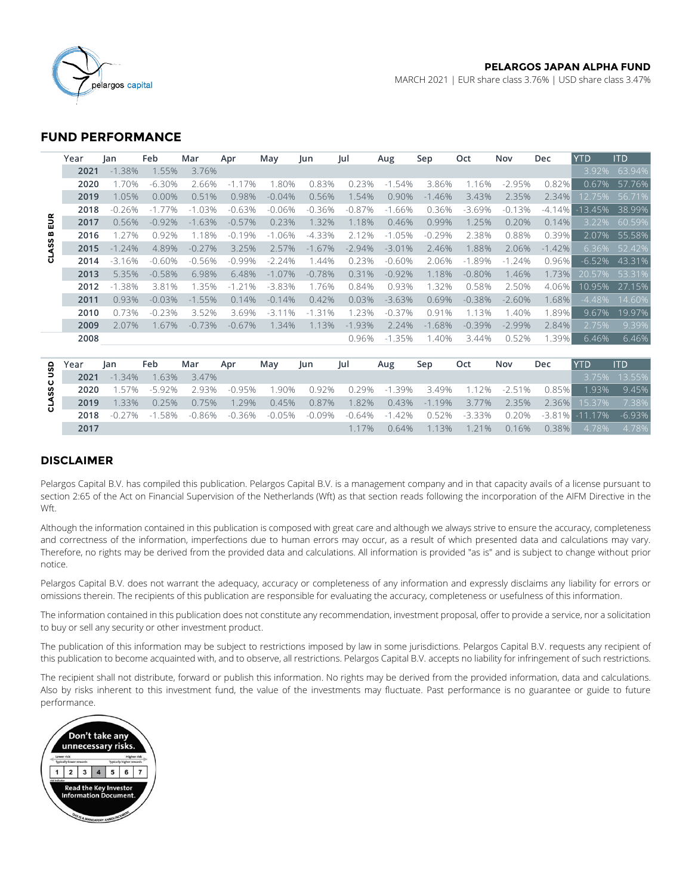**PELARGOS JAPAN ALPHA FUND**

MARCH 2021 | EUR share class 3.76% | USD share class 3.47%

## FUND PERFORMANCE

**CLASS B EUR**

| Year | Jan | Feb | Mar | Apr | May | Jun | Jul | Aug | Sep | Oct | Nov | Dec | YTD | ITD |
|---|---|---|---|---|---|---|---|---|---|---|---|---|---|---|
| 2021 | -1.38% | 1.55% | 3.76% | | | | | | | | | | 3.92% | 63.94% |
| 2020 | 1.70% | -6.30% | 2.66% | -1.17% | 1.80% | 0.83% | 0.23% | -1.54% | 3.86% | 1.16% | -2.95% | 0.82% | 0.67% | 57.76% |
| 2019 | 1.05% | 0.00% | 0.51% | 0.98% | -0.04% | 0.56% | 1.54% | 0.90% | -1.46% | 3.43% | 2.35% | 2.34% | 12.75% | 56.71% |
| 2018 | -0.26% | -1.77% | -1.03% | -0.63% | -0.06% | -0.36% | -0.87% | -1.66% | 0.36% | -3.69% | -0.13% | -4.14% | -13.45% | 38.99% |
| 2017 | 0.56% | -0.92% | -1.63% | -0.57% | 0.23% | 1.32% | 1.18% | 0.46% | 0.99% | 1.25% | 0.20% | 0.14% | 3.22% | 60.59% |
| 2016 | 1.27% | 0.92% | 1.18% | -0.19% | -1.06% | -4.33% | 2.12% | -1.05% | -0.29% | 2.38% | 0.88% | 0.39% | 2.07% | 55.58% |
| 2015 | -1.24% | 4.89% | -0.27% | 3.25% | 2.57% | -1.67% | -2.94% | -3.01% | 2.46% | 1.88% | 2.06% | -1.42% | 6.36% | 52.42% |
| 2014 | -3.16% | -0.60% | -0.56% | -0.99% | -2.24% | 1.44% | 0.23% | -0.60% | 2.06% | -1.89% | -1.24% | 0.96% | -6.52% | 43.31% |
| 2013 | 5.35% | -0.58% | 6.98% | 6.48% | -1.07% | -0.78% | 0.31% | -0.92% | 1.18% | -0.80% | 1.46% | 1.73% | 20.57% | 53.31% |
| 2012 | -1.38% | 3.81% | 1.35% | -1.21% | -3.83% | 1.76% | 0.84% | 0.93% | 1.32% | 0.58% | 2.50% | 4.06% | 10.95% | 27.15% |
| 2011 | 0.93% | -0.03% | -1.55% | 0.14% | -0.14% | 0.42% | 0.03% | -3.63% | 0.69% | -0.38% | -2.60% | 1.68% | -4.48% | 14.60% |
| 2010 | 0.73% | -0.23% | 3.52% | 3.69% | -3.11% | -1.31% | 1.23% | -0.37% | 0.91% | 1.13% | 1.40% | 1.89% | 9.67% | 19.97% |
| 2009 | 2.07% | 1.67% | -0.73% | -0.67% | 1.34% | 1.13% | -1.93% | 2.24% | -1.68% | -0.39% | -2.99% | 2.84% | 2.75% | 9.39% |
| 2008 | | | | | | | 0.96% | -1.35% | 1.40% | 3.44% | 0.52% | 1.39% | 6.46% | 6.46% |

**CLASS C USD**

| Year | Jan | Feb | Mar | Apr | May | Jun | Jul | Aug | Sep | Oct | Nov | Dec | YTD | ITD |
|---|---|---|---|---|---|---|---|---|---|---|---|---|---|---|
| 2021 | -1.34% | 1.63% | 3.47% | | | | | | | | | | 3.75% | 13.55% |
| 2020 | 1.57% | -5.92% | 2.93% | -0.95% | 1.90% | 0.92% | 0.29% | -1.39% | 3.49% | 1.12% | -2.51% | 0.85% | 1.93% | 9.45% |
| 2019 | 1.33% | 0.25% | 0.75% | 1.29% | 0.45% | 0.87% | 1.82% | 0.43% | -1.19% | 3.77% | 2.35% | 2.36% | 15.37% | 7.38% |
| 2018 | -0.27% | -1.58% | -0.86% | -0.36% | -0.05% | -0.09% | -0.64% | -1.42% | 0.52% | -3.33% | 0.20% | -3.81% | -11.17% | -6.93% |
| 2017 | | | | | | | 1.17% | 0.64% | 1.13% | 1.21% | 0.16% | 0.38% | 4.78% | 4.78% |

## DISCLAIMER

Pelargos Capital B.V. has compiled this publication. Pelargos Capital B.V. is a management company and in that capacity avails of a license pursuant to section 2:65 of the Act on Financial Supervision of the Netherlands (Wft) as that section reads following the incorporation of the AIFM Directive in the Wft.

Although the information contained in this publication is composed with great care and although we always strive to ensure the accuracy, completeness and correctness of the information, imperfections due to human errors may occur, as a result of which presented data and calculations may vary. Therefore, no rights may be derived from the provided data and calculations. All information is provided "as is" and is subject to change without prior notice.

Pelargos Capital B.V. does not warrant the adequacy, accuracy or completeness of any information and expressly disclaims any liability for errors or omissions therein. The recipients of this publication are responsible for evaluating the accuracy, completeness or usefulness of this information.

The information contained in this publication does not constitute any recommendation, investment proposal, offer to provide a service, nor a solicitation to buy or sell any security or other investment product.

The publication of this information may be subject to restrictions imposed by law in some jurisdictions. Pelargos Capital B.V. requests any recipient of this publication to become acquainted with, and to observe, all restrictions. Pelargos Capital B.V. accepts no liability for infringement of such restrictions.

The recipient shall not distribute, forward or publish this information. No rights may be derived from the provided information, data and calculations. Also by risks inherent to this investment fund, the value of the investments may fluctuate. Past performance is no guarantee or guide to future performance.

Don't take any unnecessary risks.

Lower risk — Typically lower rewards | Higher risk — Typically higher rewards

1 | 2 | 3 | 4 | 5 | 6 | 7

Read the Key Investor Information Document.

THIS IS A MANDATORY ANNOUNCEMENT